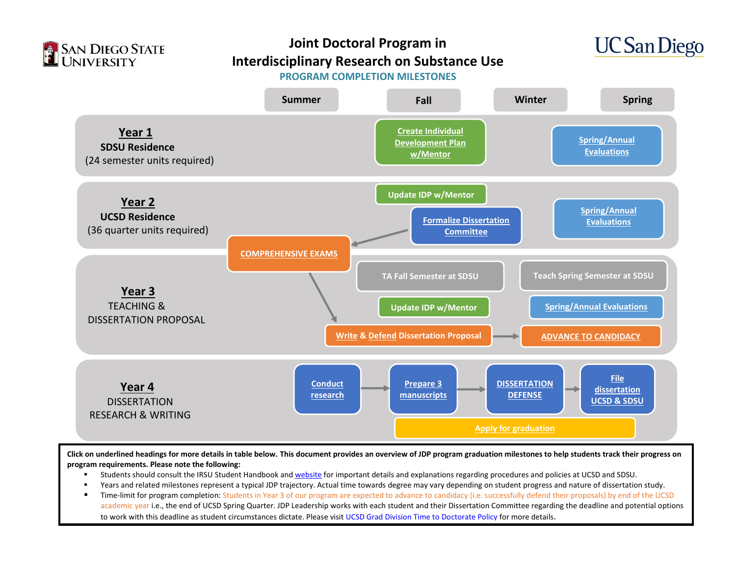San Diego State University

# Joint Doctoral Program in Interdisciplinary Research on Substance Use

UC San Diego

## PROGRAM COMPLETION MILESTONES

| | Summer | Fall | Winter | Spring |
|---|---|---|---|---|
| **Year 1** SDSU Residence (24 semester units required) | | Create Individual Development Plan w/Mentor | | Spring/Annual Evaluations |
| **Year 2** UCSD Residence (36 quarter units required) | | Update IDP w/Mentor; Formalize Dissertation Committee | | Spring/Annual Evaluations |
| **Year 3** TEACHING & DISSERTATION PROPOSAL | COMPREHENSIVE EXAMS | TA Fall Semester at SDSU; Update IDP w/Mentor; Write & Defend Dissertation Proposal → | | Teach Spring Semester at SDSU; Spring/Annual Evaluations; ADVANCE TO CANDIDACY |
| **Year 4** DISSERTATION RESEARCH & WRITING | | Conduct research → Prepare 3 manuscripts → | DISSERTATION DEFENSE → | File dissertation UCSD & SDSU |

Year 4 (Fall–Spring): Apply for graduation

Flow: Formalize Dissertation Committee → COMPREHENSIVE EXAMS → Write & Defend Dissertation Proposal → ADVANCE TO CANDIDACY

**Click on underlined headings for more details in table below. This document provides an overview of JDP program graduation milestones to help students track their progress on program requirements. Please note the following:**

- Students should consult the IRSU Student Handbook and website for important details and explanations regarding procedures and policies at UCSD and SDSU.
- Years and related milestones represent a typical JDP trajectory. Actual time towards degree may vary depending on student progress and nature of dissertation study.
- Time-limit for program completion: Students in Year 3 of our program are expected to advance to candidacy (i.e. successfully defend their proposals) by end of the UCSD academic year i.e., the end of UCSD Spring Quarter. JDP Leadership works with each student and their Dissertation Committee regarding the deadline and potential options to work with this deadline as student circumstances dictate. Please visit UCSD Grad Division Time to Doctorate Policy for more details.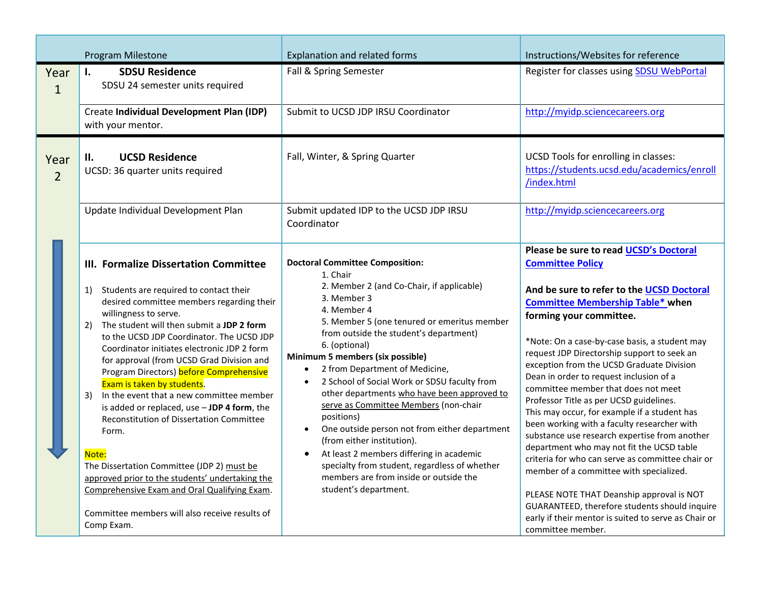| | Program Milestone | Explanation and related forms | Instructions/Websites for reference |
|---|---|---|---|
| Year 1 | **I. SDSU Residence**<br>SDSU 24 semester units required | Fall & Spring Semester | Register for classes using SDSU WebPortal |
| | Create **Individual Development Plan (IDP)** with your mentor. | Submit to UCSD JDP IRSU Coordinator | http://myidp.sciencecareers.org |
| Year 2 | **II. UCSD Residence**<br>UCSD: 36 quarter units required | Fall, Winter, & Spring Quarter | UCSD Tools for enrolling in classes: https://students.ucsd.edu/academics/enroll/index.html |
| | Update Individual Development Plan | Submit updated IDP to the UCSD JDP IRSU Coordinator | http://myidp.sciencecareers.org |
| | **III. Formalize Dissertation Committee**<br><br>1) Students are required to contact their desired committee members regarding their willingness to serve.<br>2) The student will then submit a **JDP 2 form** to the UCSD JDP Coordinator. The UCSD JDP Coordinator initiates electronic JDP 2 form for approval (from UCSD Grad Division and Program Directors) before Comprehensive Exam is taken by students.<br>3) In the event that a new committee member is added or replaced, use – **JDP 4 form**, the Reconstitution of Dissertation Committee Form.<br><br>Note:<br>The Dissertation Committee (JDP 2) must be approved prior to the students' undertaking the Comprehensive Exam and Oral Qualifying Exam.<br><br>Committee members will also receive results of Comp Exam. | **Doctoral Committee Composition:**<br>1. Chair<br>2. Member 2 (and Co-Chair, if applicable)<br>3. Member 3<br>4. Member 4<br>5. Member 5 (one tenured or emeritus member from outside the student's department)<br>6. (optional)<br>**Minimum 5 members (six possible)**<br>• 2 from Department of Medicine,<br>• 2 School of Social Work or SDSU faculty from other departments who have been approved to serve as Committee Members (non-chair positions)<br>• One outside person not from either department (from either institution).<br>• At least 2 members differing in academic specialty from student, regardless of whether members are from inside or outside the student's department. | **Please be sure to read UCSD's Doctoral Committee Policy**<br><br>**And be sure to refer to the UCSD Doctoral Committee Membership Table\* when forming your committee.**<br><br>\*Note: On a case-by-case basis, a student may request JDP Directorship support to seek an exception from the UCSD Graduate Division Dean in order to request inclusion of a committee member that does not meet Professor Title as per UCSD guidelines. This may occur, for example if a student has been working with a faculty researcher with substance use research expertise from another department who may not fit the UCSD table criteria for who can serve as committee chair or member of a committee with specialized.<br><br>PLEASE NOTE THAT Deanship approval is NOT GUARANTEED, therefore students should inquire early if their mentor is suited to serve as Chair or committee member. |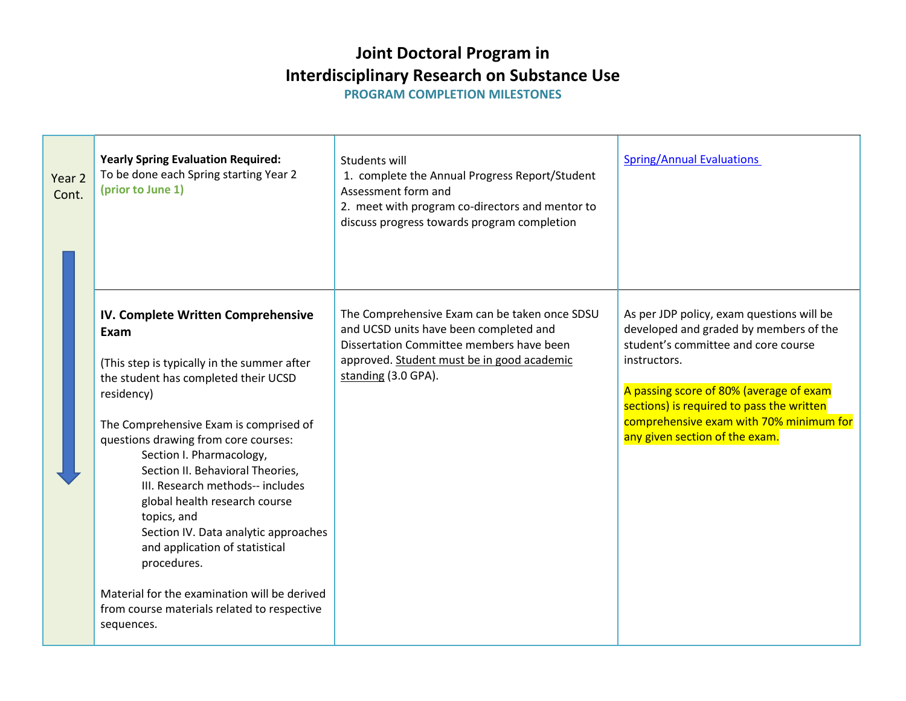# Joint Doctoral Program in Interdisciplinary Research on Substance Use

## PROGRAM COMPLETION MILESTONES

| | | | |
|---|---|---|---|
| Year 2 Cont. | **Yearly Spring Evaluation Required:**<br>To be done each Spring starting Year 2 **(prior to June 1)** | Students will<br>1. complete the Annual Progress Report/Student Assessment form and<br>2. meet with program co-directors and mentor to discuss progress towards program completion | [Spring/Annual Evaluations](#) |
| | **IV. Complete Written Comprehensive Exam**<br><br>(This step is typically in the summer after the student has completed their UCSD residency)<br><br>The Comprehensive Exam is comprised of questions drawing from core courses:<br>Section I. Pharmacology,<br>Section II. Behavioral Theories,<br>III. Research methods-- includes global health research course topics, and<br>Section IV. Data analytic approaches and application of statistical procedures.<br><br>Material for the examination will be derived from course materials related to respective sequences. | The Comprehensive Exam can be taken once SDSU and UCSD units have been completed and Dissertation Committee members have been approved. Student must be in good academic standing (3.0 GPA). | As per JDP policy, exam questions will be developed and graded by members of the student's committee and core course instructors.<br><br>A passing score of 80% (average of exam sections) is required to pass the written comprehensive exam with 70% minimum for any given section of the exam. |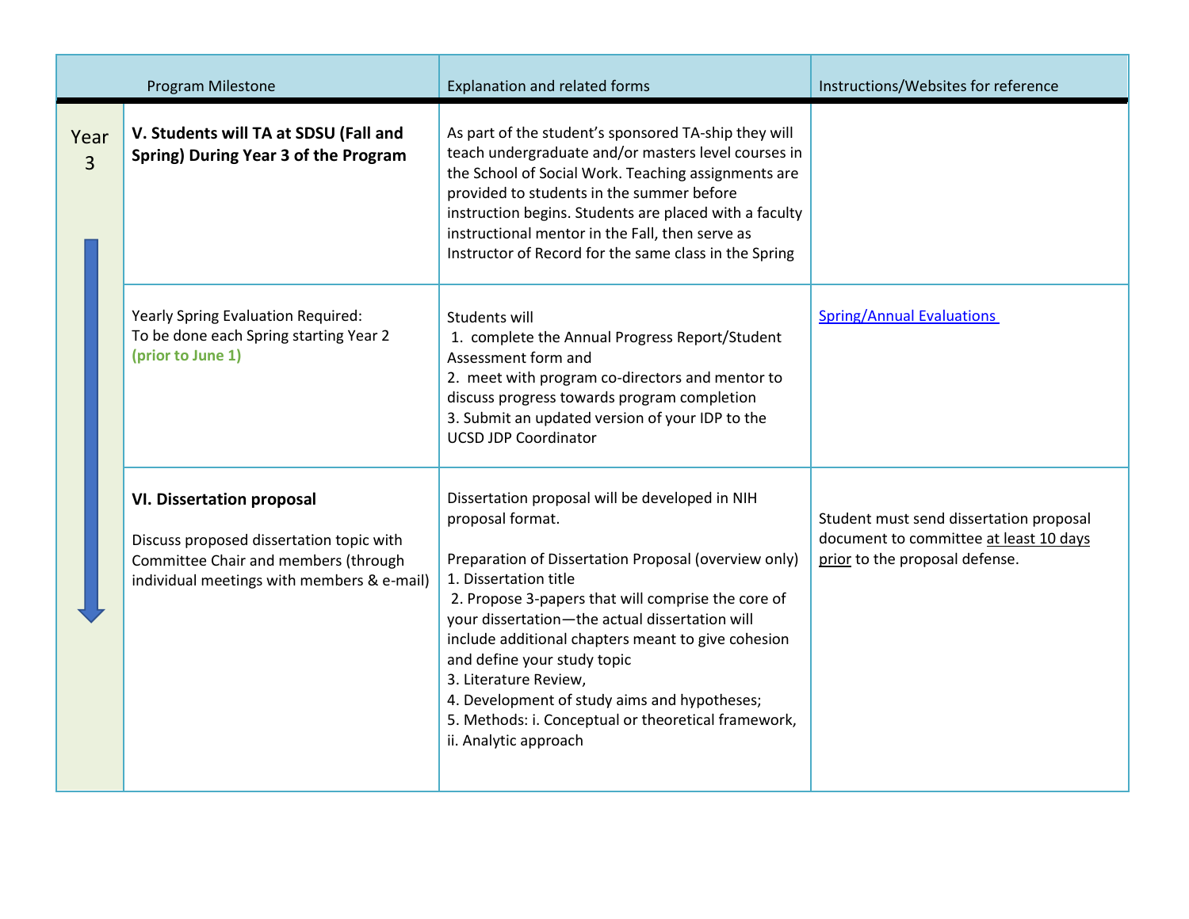| | Program Milestone | Explanation and related forms | Instructions/Websites for reference |
|---|---|---|---|
| Year 3 | **V. Students will TA at SDSU (Fall and Spring) During Year 3 of the Program** | As part of the student's sponsored TA-ship they will teach undergraduate and/or masters level courses in the School of Social Work. Teaching assignments are provided to students in the summer before instruction begins. Students are placed with a faculty instructional mentor in the Fall, then serve as Instructor of Record for the same class in the Spring | |
| | Yearly Spring Evaluation Required:<br>To be done each Spring starting Year 2 **(prior to June 1)** | Students will<br>1. complete the Annual Progress Report/Student Assessment form and<br>2. meet with program co-directors and mentor to discuss progress towards program completion<br>3. Submit an updated version of your IDP to the UCSD JDP Coordinator | Spring/Annual Evaluations |
| | **VI. Dissertation proposal**<br><br>Discuss proposed dissertation topic with Committee Chair and members (through individual meetings with members & e-mail) | Dissertation proposal will be developed in NIH proposal format.<br><br>Preparation of Dissertation Proposal (overview only)<br>1. Dissertation title<br>2. Propose 3-papers that will comprise the core of your dissertation—the actual dissertation will include additional chapters meant to give cohesion and define your study topic<br>3. Literature Review,<br>4. Development of study aims and hypotheses;<br>5. Methods: i. Conceptual or theoretical framework, ii. Analytic approach | Student must send dissertation proposal document to committee at least 10 days prior to the proposal defense. |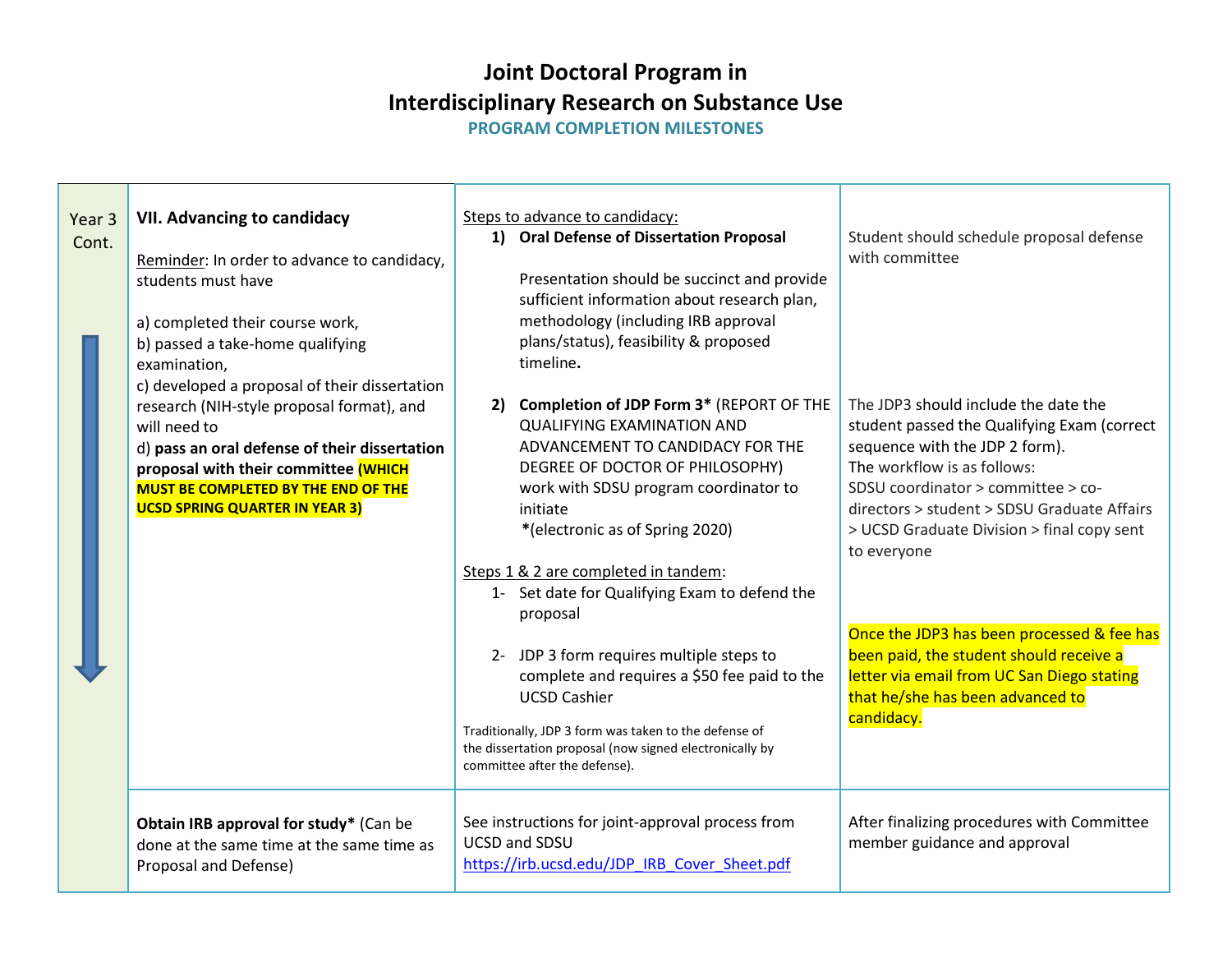# Joint Doctoral Program in Interdisciplinary Research on Substance Use

## PROGRAM COMPLETION MILESTONES

| | | | |
|---|---|---|---|
| Year 3 Cont. | **VII. Advancing to candidacy**<br><br>Reminder: In order to advance to candidacy, students must have<br><br>a) completed their course work,<br>b) passed a take-home qualifying examination,<br>c) developed a proposal of their dissertation research (NIH-style proposal format), and will need to<br>d) **pass an oral defense of their dissertation proposal with their committee (WHICH MUST BE COMPLETED BY THE END OF THE UCSD SPRING QUARTER IN YEAR 3)** | Steps to advance to candidacy:<br>1) **Oral Defense of Dissertation Proposal**<br><br>Presentation should be succinct and provide sufficient information about research plan, methodology (including IRB approval plans/status), feasibility & proposed timeline.<br><br>2) **Completion of JDP Form 3*** (REPORT OF THE QUALIFYING EXAMINATION AND ADVANCEMENT TO CANDIDACY FOR THE DEGREE OF DOCTOR OF PHILOSOPHY) work with SDSU program coordinator to initiate<br>*(electronic as of Spring 2020)<br><br>Steps 1 & 2 are completed in tandem:<br>1- Set date for Qualifying Exam to defend the proposal<br><br>2- JDP 3 form requires multiple steps to complete and requires a $50 fee paid to the UCSD Cashier<br><br>Traditionally, JDP 3 form was taken to the defense of the dissertation proposal (now signed electronically by committee after the defense). | Student should schedule proposal defense with committee<br><br>The JDP3 should include the date the student passed the Qualifying Exam (correct sequence with the JDP 2 form).<br>The workflow is as follows:<br>SDSU coordinator > committee > co-directors > student > SDSU Graduate Affairs > UCSD Graduate Division > final copy sent to everyone<br><br>Once the JDP3 has been processed & fee has been paid, the student should receive a letter via email from UC San Diego stating that he/she has been advanced to candidacy. |
| | **Obtain IRB approval for study*** (Can be done at the same time at the same time as Proposal and Defense) | See instructions for joint-approval process from UCSD and SDSU<br>https://irb.ucsd.edu/JDP_IRB_Cover_Sheet.pdf | After finalizing procedures with Committee member guidance and approval |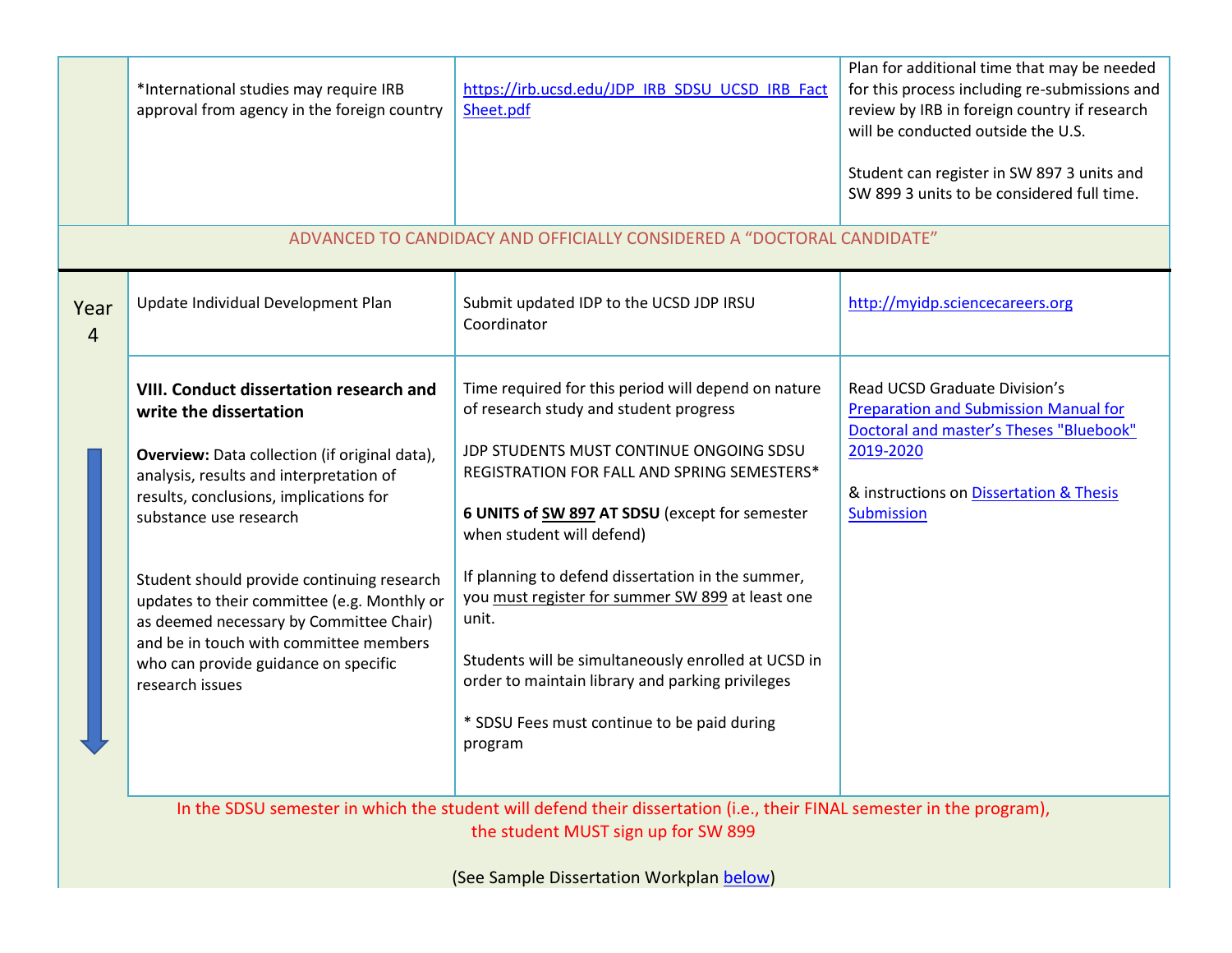|  |  |  |  |
|---|---|---|---|
|  | *International studies may require IRB approval from agency in the foreign country | https://irb.ucsd.edu/JDP_IRB_SDSU_UCSD_IRB_Fact Sheet.pdf | Plan for additional time that may be needed for this process including re-submissions and review by IRB in foreign country if research will be conducted outside the U.S.<br><br>Student can register in SW 897 3 units and SW 899 3 units to be considered full time. |
| ADVANCED TO CANDIDACY AND OFFICIALLY CONSIDERED A "DOCTORAL CANDIDATE" |  |  |  |
| Year 4 | Update Individual Development Plan | Submit updated IDP to the UCSD JDP IRSU Coordinator | http://myidp.sciencecareers.org |
|  | **VIII. Conduct dissertation research and write the dissertation**<br><br>**Overview:** Data collection (if original data), analysis, results and interpretation of results, conclusions, implications for substance use research<br><br>Student should provide continuing research updates to their committee (e.g. Monthly or as deemed necessary by Committee Chair) and be in touch with committee members who can provide guidance on specific research issues | Time required for this period will depend on nature of research study and student progress<br><br>JDP STUDENTS MUST CONTINUE ONGOING SDSU REGISTRATION FOR FALL AND SPRING SEMESTERS*<br><br>**6 UNITS of SW 897 AT SDSU** (except for semester when student will defend)<br><br>If planning to defend dissertation in the summer, you must register for summer SW 899 at least one unit.<br><br>Students will be simultaneously enrolled at UCSD in order to maintain library and parking privileges<br><br>* SDSU Fees must continue to be paid during program | Read UCSD Graduate Division's Preparation and Submission Manual for Doctoral and master's Theses "Bluebook" 2019-2020<br><br>& instructions on Dissertation & Thesis Submission |
| In the SDSU semester in which the student will defend their dissertation (i.e., their FINAL semester in the program), the student MUST sign up for SW 899<br><br>(See Sample Dissertation Workplan below) |  |  |  |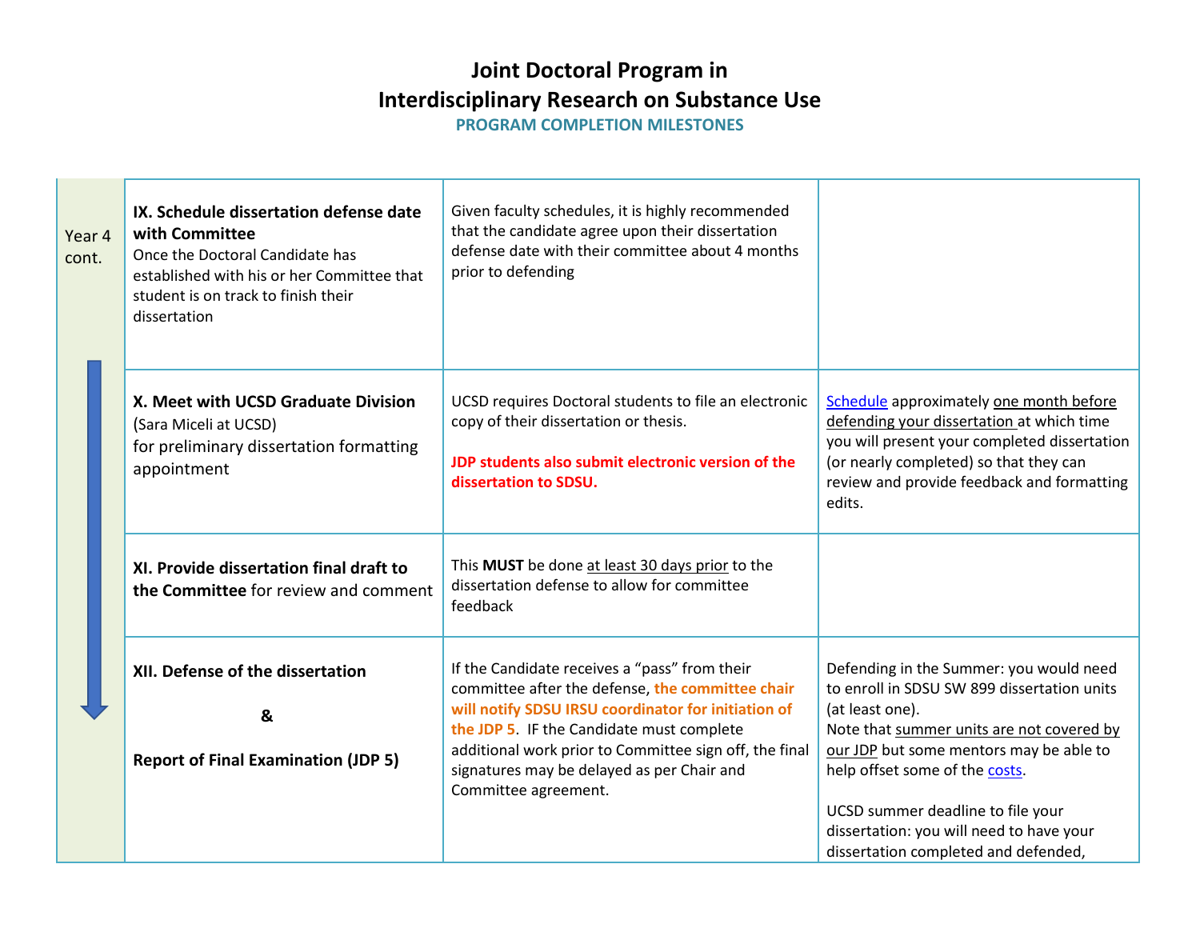# Joint Doctoral Program in Interdisciplinary Research on Substance Use

## PROGRAM COMPLETION MILESTONES

| | | | |
|---|---|---|---|
| Year 4 cont. | **IX. Schedule dissertation defense date with Committee** Once the Doctoral Candidate has established with his or her Committee that student is on track to finish their dissertation | Given faculty schedules, it is highly recommended that the candidate agree upon their dissertation defense date with their committee about 4 months prior to defending | |
| | **X. Meet with UCSD Graduate Division** (Sara Miceli at UCSD) for preliminary dissertation formatting appointment | UCSD requires Doctoral students to file an electronic copy of their dissertation or thesis. **JDP students also submit electronic version of the dissertation to SDSU.** | Schedule approximately one month before defending your dissertation at which time you will present your completed dissertation (or nearly completed) so that they can review and provide feedback and formatting edits. |
| | **XI. Provide dissertation final draft to the Committee** for review and comment | This **MUST** be done at least 30 days prior to the dissertation defense to allow for committee feedback | |
| | **XII. Defense of the dissertation & Report of Final Examination (JDP 5)** | If the Candidate receives a "pass" from their committee after the defense, **the committee chair will notify SDSU IRSU coordinator for initiation of the JDP 5**. IF the Candidate must complete additional work prior to Committee sign off, the final signatures may be delayed as per Chair and Committee agreement. | Defending in the Summer: you would need to enroll in SDSU SW 899 dissertation units (at least one). Note that summer units are not covered by our JDP but some mentors may be able to help offset some of the costs. UCSD summer deadline to file your dissertation: you will need to have your dissertation completed and defended, |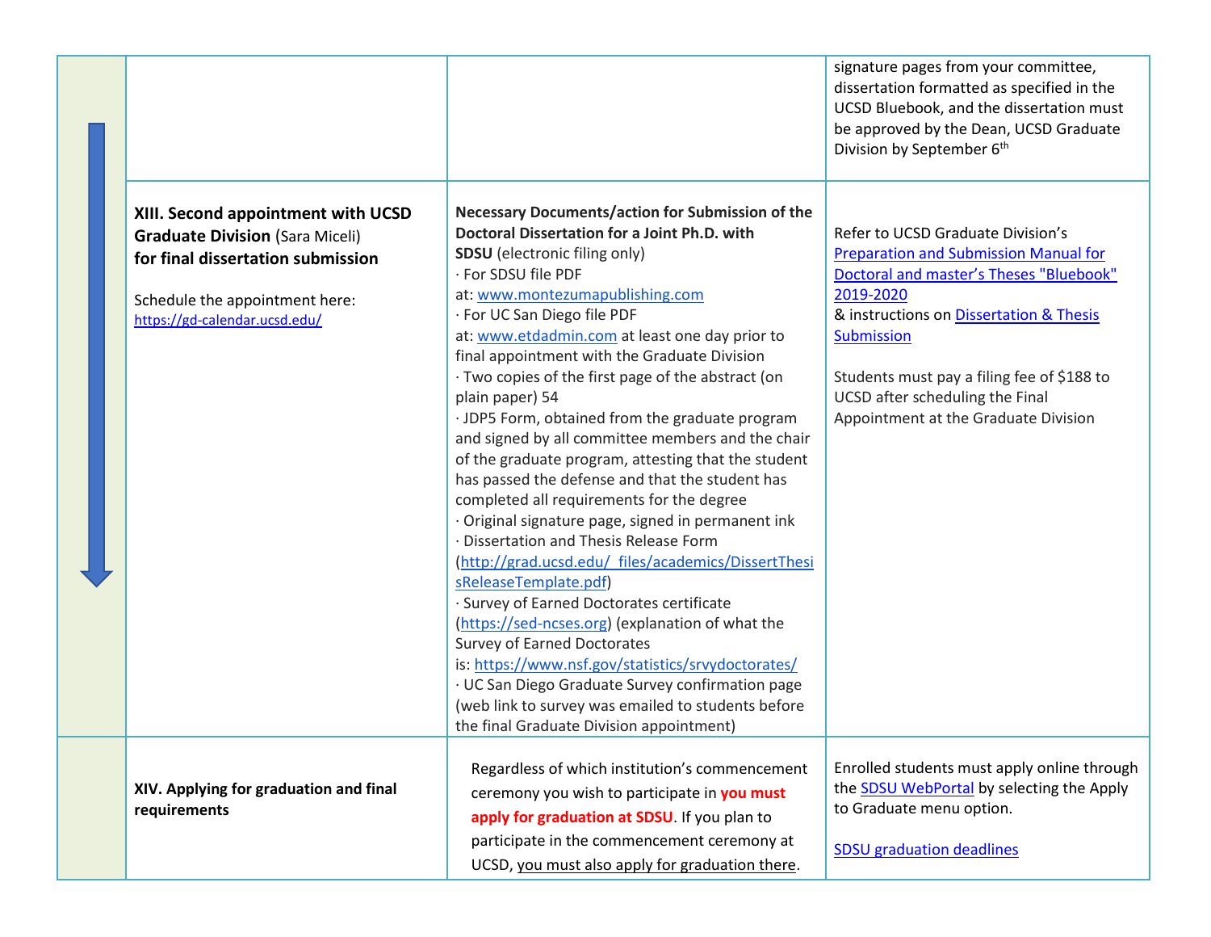| | | | |
|---|---|---|---|
| | | | signature pages from your committee, dissertation formatted as specified in the UCSD Bluebook, and the dissertation must be approved by the Dean, UCSD Graduate Division by September 6th |
| | **XIII. Second appointment with UCSD Graduate Division** (Sara Miceli) **for final dissertation submission**<br><br>Schedule the appointment here: https://gd-calendar.ucsd.edu/ | **Necessary Documents/action for Submission of the Doctoral Dissertation for a Joint Ph.D. with SDSU** (electronic filing only)<br>· For SDSU file PDF at: www.montezumapublishing.com<br>· For UC San Diego file PDF at: www.etdadmin.com at least one day prior to final appointment with the Graduate Division<br>· Two copies of the first page of the abstract (on plain paper) 54<br>· JDP5 Form, obtained from the graduate program and signed by all committee members and the chair of the graduate program, attesting that the student has passed the defense and that the student has completed all requirements for the degree<br>· Original signature page, signed in permanent ink<br>· Dissertation and Thesis Release Form (http://grad.ucsd.edu/_files/academics/DissertThesisReleaseTemplate.pdf)<br>· Survey of Earned Doctorates certificate (https://sed-ncses.org) (explanation of what the Survey of Earned Doctorates is: https://www.nsf.gov/statistics/srvydoctorates/<br>· UC San Diego Graduate Survey confirmation page (web link to survey was emailed to students before the final Graduate Division appointment) | Refer to UCSD Graduate Division's Preparation and Submission Manual for Doctoral and master's Theses "Bluebook" 2019-2020 & instructions on Dissertation & Thesis Submission<br><br>Students must pay a filing fee of $188 to UCSD after scheduling the Final Appointment at the Graduate Division |
| | **XIV. Applying for graduation and final requirements** | Regardless of which institution's commencement ceremony you wish to participate in **you must apply for graduation at SDSU**. If you plan to participate in the commencement ceremony at UCSD, you must also apply for graduation there. | Enrolled students must apply online through the SDSU WebPortal by selecting the Apply to Graduate menu option.<br><br>SDSU graduation deadlines |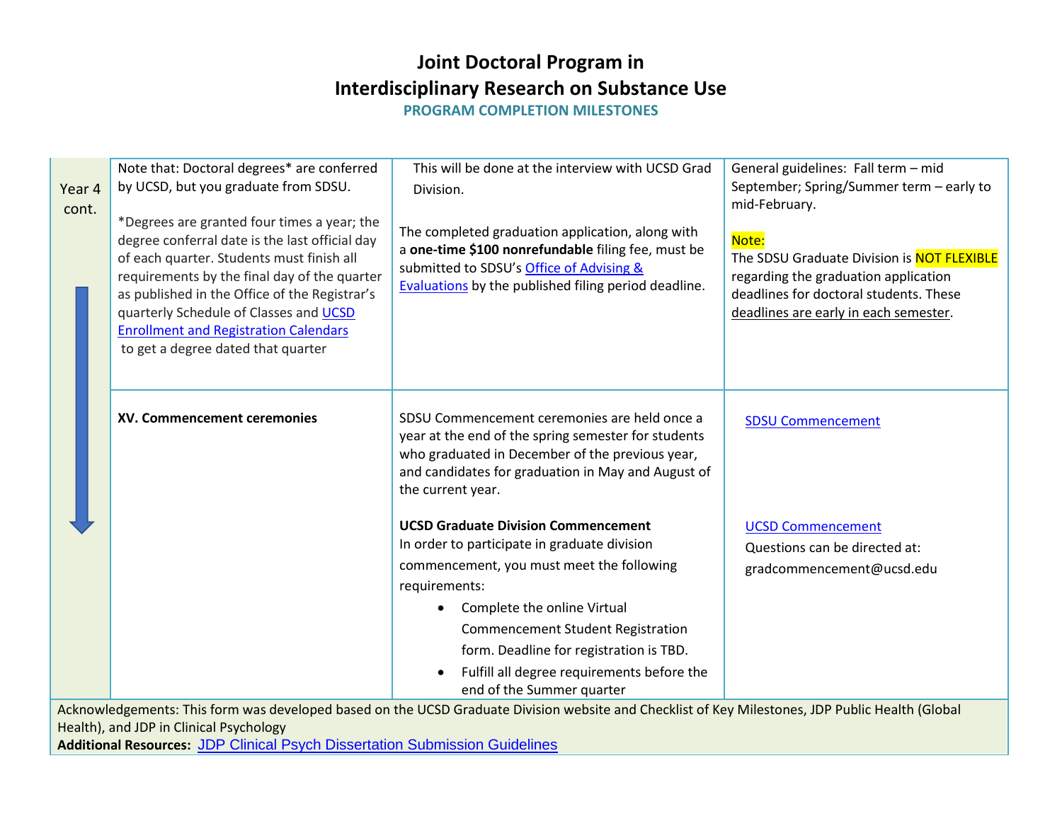# Joint Doctoral Program in Interdisciplinary Research on Substance Use

## PROGRAM COMPLETION MILESTONES

| | | | |
|---|---|---|---|
| Year 4 cont. | Note that: Doctoral degrees* are conferred by UCSD, but you graduate from SDSU.<br><br>*Degrees are granted four times a year; the degree conferral date is the last official day of each quarter. Students must finish all requirements by the final day of the quarter as published in the Office of the Registrar's quarterly Schedule of Classes and [UCSD Enrollment and Registration Calendars](#) to get a degree dated that quarter | This will be done at the interview with UCSD Grad Division.<br><br>The completed graduation application, along with a **one-time $100 nonrefundable** filing fee, must be submitted to SDSU's [Office of Advising & Evaluations](#) by the published filing period deadline. | General guidelines: Fall term – mid September; Spring/Summer term – early to mid-February.<br><br>Note:<br>The SDSU Graduate Division is NOT FLEXIBLE regarding the graduation application deadlines for doctoral students. These deadlines are early in each semester. |
| | **XV. Commencement ceremonies** | SDSU Commencement ceremonies are held once a year at the end of the spring semester for students who graduated in December of the previous year, and candidates for graduation in May and August of the current year.<br><br>**UCSD Graduate Division Commencement**<br>In order to participate in graduate division commencement, you must meet the following requirements:<br>• Complete the online Virtual Commencement Student Registration form. Deadline for registration is TBD.<br>• Fulfill all degree requirements before the end of the Summer quarter | [SDSU Commencement](#)<br><br>[UCSD Commencement](#)<br>Questions can be directed at: gradcommencement@ucsd.edu |

Acknowledgements: This form was developed based on the UCSD Graduate Division website and Checklist of Key Milestones, JDP Public Health (Global Health), and JDP in Clinical Psychology

**Additional Resources:** [JDP Clinical Psych Dissertation Submission Guidelines](#)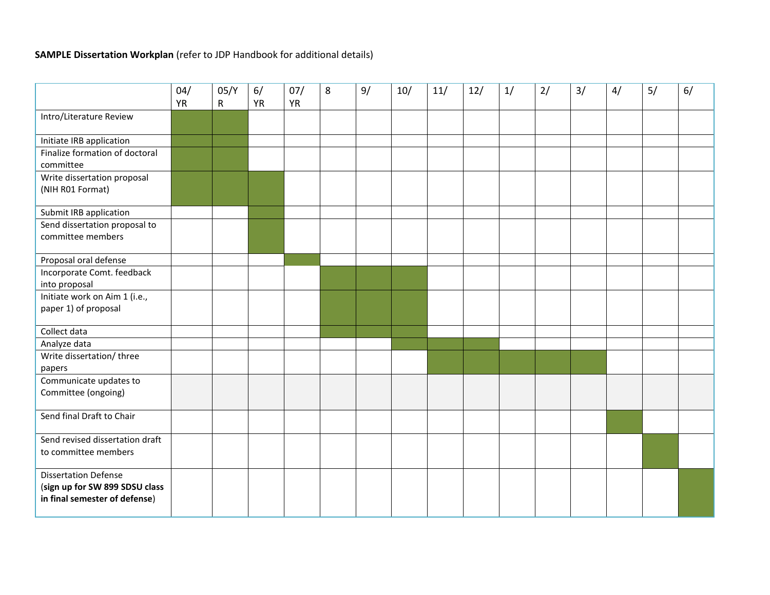**SAMPLE Dissertation Workplan** (refer to JDP Handbook for additional details)

| | 04/ YR | 05/YR | 6/ YR | 07/ YR | 8 | 9/ | 10/ | 11/ | 12/ | 1/ | 2/ | 3/ | 4/ | 5/ | 6/ |
|---|---|---|---|---|---|---|---|---|---|---|---|---|---|---|---|
| Intro/Literature Review | ■ | ■ | | | | | | | | | | | | | |
| Initiate IRB application | ■ | ■ | | | | | | | | | | | | | |
| Finalize formation of doctoral committee | ■ | ■ | | | | | | | | | | | | | |
| Write dissertation proposal (NIH R01 Format) | ■ | ■ | ■ | | | | | | | | | | | | |
| Submit IRB application | | | ■ | | | | | | | | | | | | |
| Send dissertation proposal to committee members | | | ■ | | | | | | | | | | | | |
| Proposal oral defense | | | | ■ | | | | | | | | | | | |
| Incorporate Comt. feedback into proposal | | | | | ■ | ■ | ■ | | | | | | | | |
| Initiate work on Aim 1 (i.e., paper 1) of proposal | | | | | ■ | ■ | ■ | | | | | | | | |
| Collect data | | | | | ■ | ■ | ■ | | | | | | | | |
| Analyze data | | | | | | | ■ | ■ | ■ | | | | | | |
| Write dissertation/ three papers | | | | | | | | ■ | ■ | ■ | ■ | ■ | | | |
| Communicate updates to Committee (ongoing) | | | | | | | | | | | | | | | |
| Send final Draft to Chair | | | | | | | | | | | | | ■ | | |
| Send revised dissertation draft to committee members | | | | | | | | | | | | | | ■ | |
| Dissertation Defense (**sign up for SW 899 SDSU class in final semester of defense**) | | | | | | | | | | | | | | | ■ |